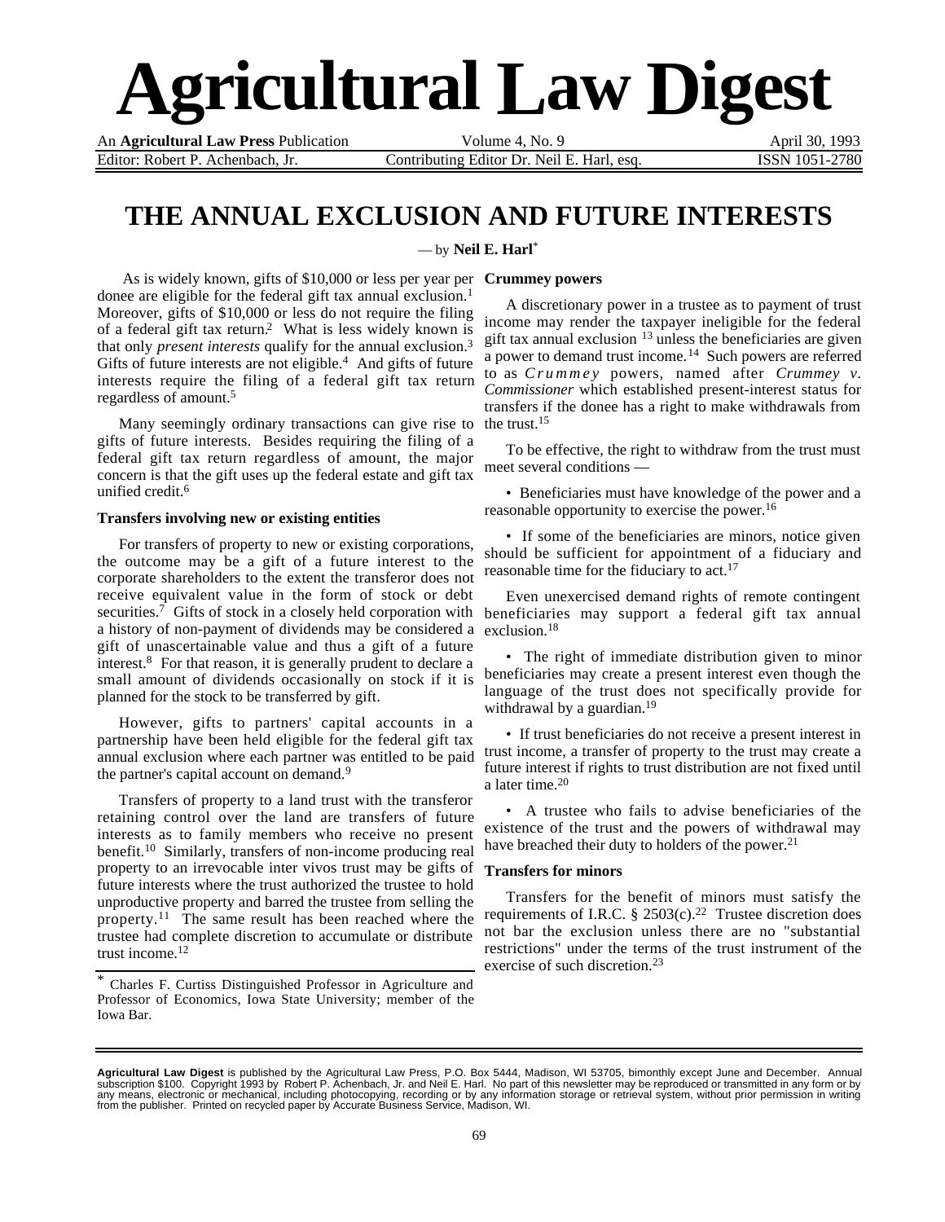# Agricultural Law Digest

An **Agricultural Law Press** Publication | Volume 4, No. 9 | April 30, 1993

Editor: Robert P. Achenbach, Jr. | Contributing Editor Dr. Neil E. Harl, esq. | ISSN 1051-2780

## THE ANNUAL EXCLUSION AND FUTURE INTERESTS

— by **Neil E. Harl***

As is widely known, gifts of $10,000 or less per year per donee are eligible for the federal gift tax annual exclusion.[1] Moreover, gifts of $10,000 or less do not require the filing of a federal gift tax return.[2] What is less widely known is that only *present interests* qualify for the annual exclusion.[3] Gifts of future interests are not eligible.[4] And gifts of future interests require the filing of a federal gift tax return regardless of amount.[5]

Many seemingly ordinary transactions can give rise to gifts of future interests. Besides requiring the filing of a federal gift tax return regardless of amount, the major concern is that the gift uses up the federal estate and gift tax unified credit.[6]

### Transfers involving new or existing entities

For transfers of property to new or existing corporations, the outcome may be a gift of a future interest to the corporate shareholders to the extent the transferor does not receive equivalent value in the form of stock or debt securities.[7] Gifts of stock in a closely held corporation with a history of non-payment of dividends may be considered a gift of unascertainable value and thus a gift of a future interest.[8] For that reason, it is generally prudent to declare a small amount of dividends occasionally on stock if it is planned for the stock to be transferred by gift.

However, gifts to partners' capital accounts in a partnership have been held eligible for the federal gift tax annual exclusion where each partner was entitled to be paid the partner's capital account on demand.[9]

Transfers of property to a land trust with the transferor retaining control over the land are transfers of future interests as to family members who receive no present benefit.[10] Similarly, transfers of non-income producing real property to an irrevocable inter vivos trust may be gifts of future interests where the trust authorized the trustee to hold unproductive property and barred the trustee from selling the property.[11] The same result has been reached where the trustee had complete discretion to accumulate or distribute trust income.[12]

\* Charles F. Curtiss Distinguished Professor in Agriculture and Professor of Economics, Iowa State University; member of the Iowa Bar.

### Crummey powers

A discretionary power in a trustee as to payment of trust income may render the taxpayer ineligible for the federal gift tax annual exclusion [13] unless the beneficiaries are given a power to demand trust income.[14] Such powers are referred to as *Crummey* powers, named after *Crummey v. Commissioner* which established present-interest status for transfers if the donee has a right to make withdrawals from the trust.[15]

To be effective, the right to withdraw from the trust must meet several conditions —

• Beneficiaries must have knowledge of the power and a reasonable opportunity to exercise the power.[16]

• If some of the beneficiaries are minors, notice given should be sufficient for appointment of a fiduciary and reasonable time for the fiduciary to act.[17]

Even unexercised demand rights of remote contingent beneficiaries may support a federal gift tax annual exclusion.[18]

• The right of immediate distribution given to minor beneficiaries may create a present interest even though the language of the trust does not specifically provide for withdrawal by a guardian.[19]

• If trust beneficiaries do not receive a present interest in trust income, a transfer of property to the trust may create a future interest if rights to trust distribution are not fixed until a later time.[20]

• A trustee who fails to advise beneficiaries of the existence of the trust and the powers of withdrawal may have breached their duty to holders of the power.[21]

### Transfers for minors

Transfers for the benefit of minors must satisfy the requirements of I.R.C. § 2503(c).[22] Trustee discretion does not bar the exclusion unless there are no "substantial restrictions" under the terms of the trust instrument of the exercise of such discretion.[23]

**Agricultural Law Digest** is published by the Agricultural Law Press, P.O. Box 5444, Madison, WI 53705, bimonthly except June and December. Annual subscription $100. Copyright 1993 by Robert P. Achenbach, Jr. and Neil E. Harl. No part of this newsletter may be reproduced or transmitted in any form or by any means, electronic or mechanical, including photocopying, recording or by any information storage or retrieval system, without prior permission in writing from the publisher. Printed on recycled paper by Accurate Business Service, Madison, WI.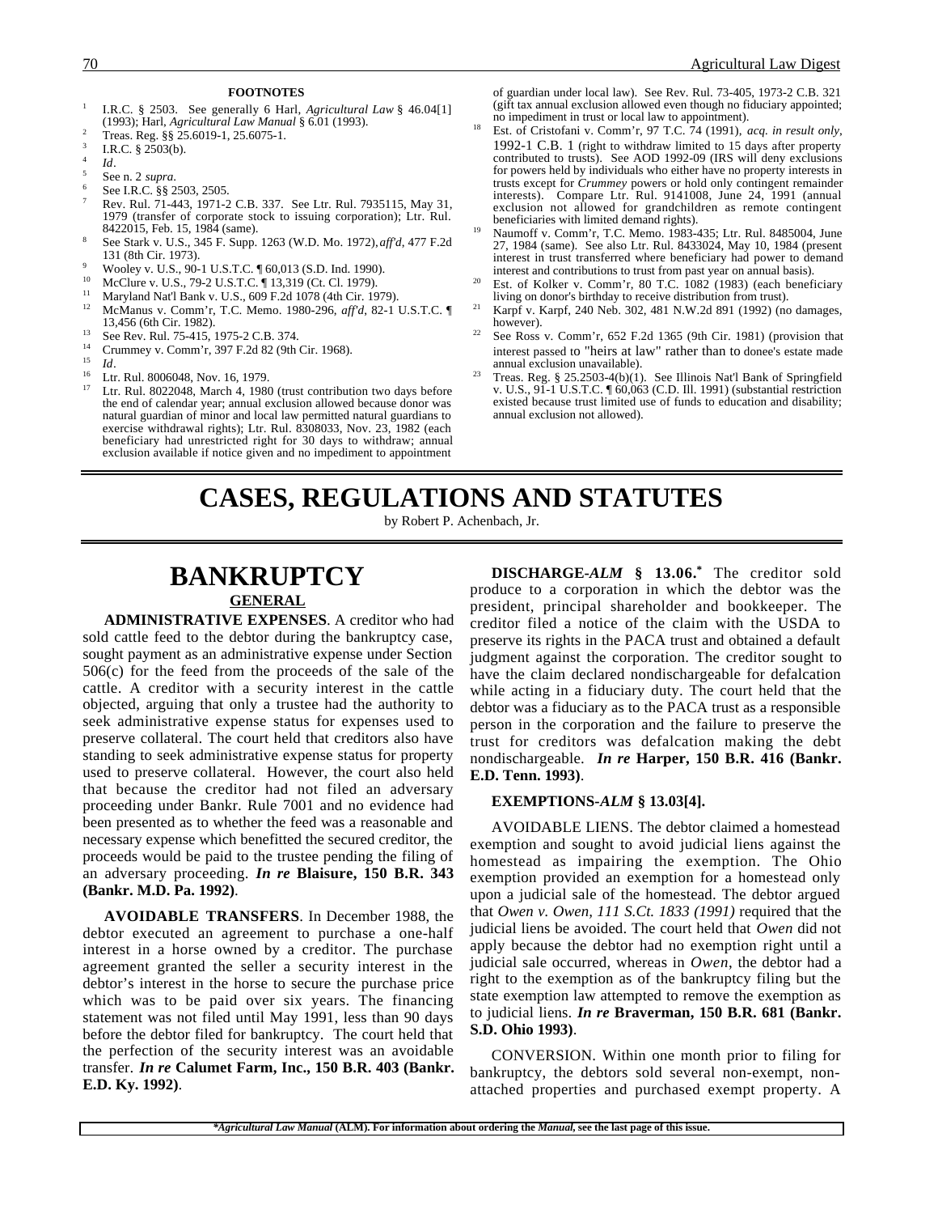**FOOTNOTES**

[1] I.R.C. § 2503. See generally 6 Harl, *Agricultural Law* § 46.04[1] (1993); Harl, *Agricultural Law Manual* § 6.01 (1993).

[2] Treas. Reg. §§ 25.6019-1, 25.6075-1.

[3] I.R.C. § 2503(b).

[4] *Id*.

[5] See n. 2 *supra*.

[6] See I.R.C. §§ 2503, 2505.

[7] Rev. Rul. 71-443, 1971-2 C.B. 337. See Ltr. Rul. 7935115, May 31, 1979 (transfer of corporate stock to issuing corporation); Ltr. Rul. 8422015, Feb. 15, 1984 (same).

[8] See Stark v. U.S., 345 F. Supp. 1263 (W.D. Mo. 1972), *aff'd*, 477 F.2d 131 (8th Cir. 1973).

[9] Wooley v. U.S., 90-1 U.S.T.C. ¶ 60,013 (S.D. Ind. 1990).

[10] McClure v. U.S., 79-2 U.S.T.C. ¶ 13,319 (Ct. Cl. 1979).

[11] Maryland Nat'l Bank v. U.S., 609 F.2d 1078 (4th Cir. 1979).

[12] McManus v. Comm'r, T.C. Memo. 1980-296, *aff'd*, 82-1 U.S.T.C. ¶ 13,456 (6th Cir. 1982).

[13] See Rev. Rul. 75-415, 1975-2 C.B. 374.

[14] Crummey v. Comm'r, 397 F.2d 82 (9th Cir. 1968).

[15] *Id*.

[16] Ltr. Rul. 8006048, Nov. 16, 1979.

[17] Ltr. Rul. 8022048, March 4, 1980 (trust contribution two days before the end of calendar year; annual exclusion allowed because donor was natural guardian of minor and local law permitted natural guardians to exercise withdrawal rights); Ltr. Rul. 8308033, Nov. 23, 1982 (each beneficiary had unrestricted right for 30 days to withdraw; annual exclusion available if notice given and no impediment to appointment of guardian under local law). See Rev. Rul. 73-405, 1973-2 C.B. 321 (gift tax annual exclusion allowed even though no fiduciary appointed; no impediment in trust or local law to appointment).

[18] Est. of Cristofani v. Comm'r, 97 T.C. 74 (1991), *acq. in result only*, 1992-1 C.B. 1 (right to withdraw limited to 15 days after property contributed to trusts). See AOD 1992-09 (IRS will deny exclusions for powers held by individuals who either have no property interests in trusts except for *Crummey* powers or hold only contingent remainder interests). Compare Ltr. Rul. 9141008, June 24, 1991 (annual exclusion not allowed for grandchildren as remote contingent beneficiaries with limited demand rights).

[19] Naumoff v. Comm'r, T.C. Memo. 1983-435; Ltr. Rul. 8485004, June 27, 1984 (same). See also Ltr. Rul. 8433024, May 10, 1984 (present interest in trust transferred where beneficiary had power to demand interest and contributions to trust from past year on annual basis).

[20] Est. of Kolker v. Comm'r, 80 T.C. 1082 (1983) (each beneficiary living on donor's birthday to receive distribution from trust).

[21] Karpf v. Karpf, 240 Neb. 302, 481 N.W.2d 891 (1992) (no damages, however).

[22] See Ross v. Comm'r, 652 F.2d 1365 (9th Cir. 1981) (provision that interest passed to "heirs at law" rather than to donee's estate made annual exclusion unavailable).

[23] Treas. Reg. § 25.2503-4(b)(1). See Illinois Nat'l Bank of Springfield v. U.S., 91-1 U.S.T.C. ¶ 60,063 (C.D. Ill. 1991) (substantial restriction existed because trust limited use of funds to education and disability; annual exclusion not allowed).

# CASES, REGULATIONS AND STATUTES

by Robert P. Achenbach, Jr.

## BANKRUPTCY

### GENERAL

**ADMINISTRATIVE EXPENSES**. A creditor who had sold cattle feed to the debtor during the bankruptcy case, sought payment as an administrative expense under Section 506(c) for the feed from the proceeds of the sale of the cattle. A creditor with a security interest in the cattle objected, arguing that only a trustee had the authority to seek administrative expense status for expenses used to preserve collateral. The court held that creditors also have standing to seek administrative expense status for property used to preserve collateral. However, the court also held that because the creditor had not filed an adversary proceeding under Bankr. Rule 7001 and no evidence had been presented as to whether the feed was a reasonable and necessary expense which benefitted the secured creditor, the proceeds would be paid to the trustee pending the filing of an adversary proceeding. ***In re* Blaisure, 150 B.R. 343 (Bankr. M.D. Pa. 1992)**.

**AVOIDABLE TRANSFERS**. In December 1988, the debtor executed an agreement to purchase a one-half interest in a horse owned by a creditor. The purchase agreement granted the seller a security interest in the debtor's interest in the horse to secure the purchase price which was to be paid over six years. The financing statement was not filed until May 1991, less than 90 days before the debtor filed for bankruptcy. The court held that the perfection of the security interest was an avoidable transfer. ***In re* Calumet Farm, Inc., 150 B.R. 403 (Bankr. E.D. Ky. 1992)**.

**DISCHARGE-*ALM* § 13.06.*** The creditor sold produce to a corporation in which the debtor was the president, principal shareholder and bookkeeper. The creditor filed a notice of the claim with the USDA to preserve its rights in the PACA trust and obtained a default judgment against the corporation. The creditor sought to have the claim declared nondischargeable for defalcation while acting in a fiduciary duty. The court held that the debtor was a fiduciary as to the PACA trust as a responsible person in the corporation and the failure to preserve the trust for creditors was defalcation making the debt nondischargeable. ***In re* Harper, 150 B.R. 416 (Bankr. E.D. Tenn. 1993)**.

**EXEMPTIONS-*ALM* § 13.03[4].**

AVOIDABLE LIENS. The debtor claimed a homestead exemption and sought to avoid judicial liens against the homestead as impairing the exemption. The Ohio exemption provided an exemption for a homestead only upon a judicial sale of the homestead. The debtor argued that *Owen v. Owen, 111 S.Ct. 1833 (1991)* required that the judicial liens be avoided. The court held that *Owen* did not apply because the debtor had no exemption right until a judicial sale occurred, whereas in *Owen*, the debtor had a right to the exemption as of the bankruptcy filing but the state exemption law attempted to remove the exemption as to judicial liens. ***In re* Braverman, 150 B.R. 681 (Bankr. S.D. Ohio 1993)**.

CONVERSION. Within one month prior to filing for bankruptcy, the debtors sold several non-exempt, non-attached properties and purchased exempt property. A

**\****Agricultural Law Manual* **(ALM). For information about ordering the** ***Manual*****, see the last page of this issue.**